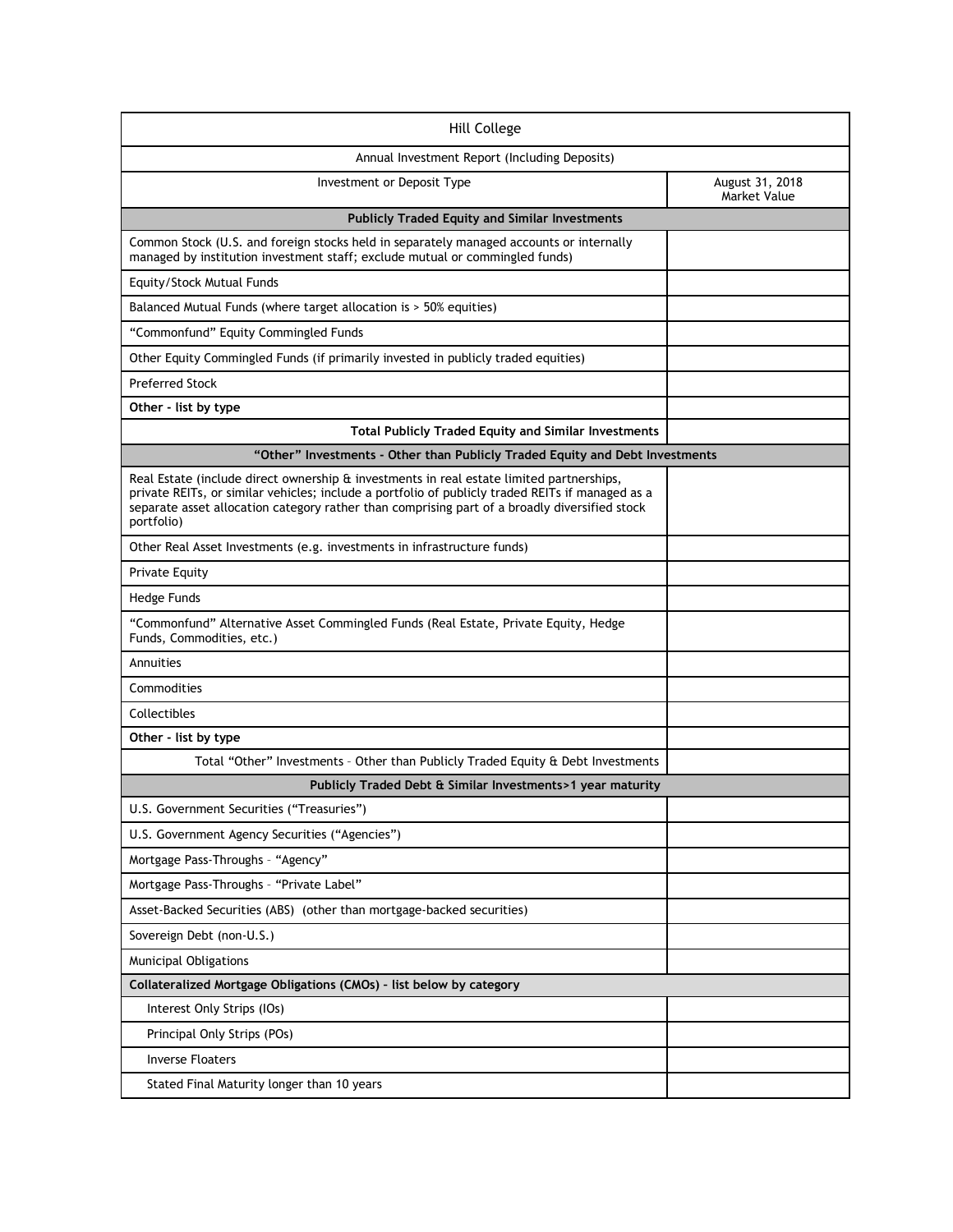| Hill College | |
|---|---|
| Annual Investment Report (Including Deposits) | |
| Investment or Deposit Type | August 31, 2018 Market Value |
| **Publicly Traded Equity and Similar Investments** | |
| Common Stock (U.S. and foreign stocks held in separately managed accounts or internally managed by institution investment staff; exclude mutual or commingled funds) | |
| Equity/Stock Mutual Funds | |
| Balanced Mutual Funds (where target allocation is > 50% equities) | |
| "Commonfund" Equity Commingled Funds | |
| Other Equity Commingled Funds (if primarily invested in publicly traded equities) | |
| Preferred Stock | |
| **Other - list by type** | |
| **Total Publicly Traded Equity and Similar Investments** | |
| **"Other" Investments - Other than Publicly Traded Equity and Debt Investments** | |
| Real Estate (include direct ownership & investments in real estate limited partnerships, private REITs, or similar vehicles; include a portfolio of publicly traded REITs if managed as a separate asset allocation category rather than comprising part of a broadly diversified stock portfolio) | |
| Other Real Asset Investments (e.g. investments in infrastructure funds) | |
| Private Equity | |
| Hedge Funds | |
| "Commonfund" Alternative Asset Commingled Funds (Real Estate, Private Equity, Hedge Funds, Commodities, etc.) | |
| Annuities | |
| Commodities | |
| Collectibles | |
| **Other - list by type** | |
| Total "Other" Investments – Other than Publicly Traded Equity & Debt Investments | |
| **Publicly Traded Debt & Similar Investments>1 year maturity** | |
| U.S. Government Securities ("Treasuries") | |
| U.S. Government Agency Securities ("Agencies") | |
| Mortgage Pass-Throughs – "Agency" | |
| Mortgage Pass-Throughs – "Private Label" | |
| Asset-Backed Securities (ABS) (other than mortgage-backed securities) | |
| Sovereign Debt (non-U.S.) | |
| Municipal Obligations | |
| **Collateralized Mortgage Obligations (CMOs) – list below by category** | |
| Interest Only Strips (IOs) | |
| Principal Only Strips (POs) | |
| Inverse Floaters | |
| Stated Final Maturity longer than 10 years | |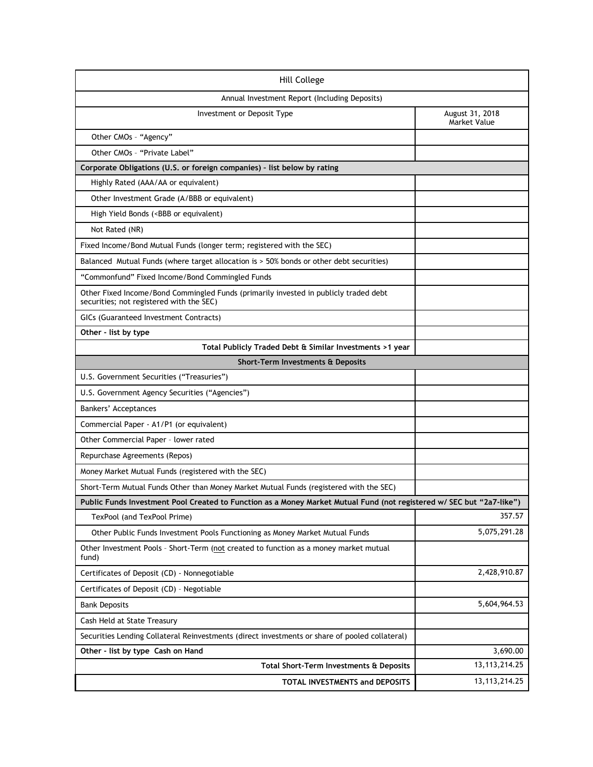| Hill College | |
|---|---|
| Annual Investment Report (Including Deposits) | |
| Investment or Deposit Type | August 31, 2018 Market Value |
| Other CMOs – "Agency" | |
| Other CMOs – "Private Label" | |
| **Corporate Obligations (U.S. or foreign companies) – list below by rating** | |
| Highly Rated (AAA/AA or equivalent) | |
| Other Investment Grade (A/BBB or equivalent) | |
| High Yield Bonds (<BBB or equivalent) | |
| Not Rated (NR) | |
| Fixed Income/Bond Mutual Funds (longer term; registered with the SEC) | |
| Balanced Mutual Funds (where target allocation is > 50% bonds or other debt securities) | |
| "Commonfund" Fixed Income/Bond Commingled Funds | |
| Other Fixed Income/Bond Commingled Funds (primarily invested in publicly traded debt securities; not registered with the SEC) | |
| GICs (Guaranteed Investment Contracts) | |
| **Other - list by type** | |
| **Total Publicly Traded Debt & Similar Investments >1 year** | |
| **Short-Term Investments & Deposits** | |
| U.S. Government Securities ("Treasuries") | |
| U.S. Government Agency Securities ("Agencies") | |
| Bankers' Acceptances | |
| Commercial Paper - A1/P1 (or equivalent) | |
| Other Commercial Paper – lower rated | |
| Repurchase Agreements (Repos) | |
| Money Market Mutual Funds (registered with the SEC) | |
| Short-Term Mutual Funds Other than Money Market Mutual Funds (registered with the SEC) | |
| **Public Funds Investment Pool Created to Function as a Money Market Mutual Fund (not registered w/ SEC but "2a7-like")** | |
| TexPool (and TexPool Prime) | 357.57 |
| Other Public Funds Investment Pools Functioning as Money Market Mutual Funds | 5,075,291.28 |
| Other Investment Pools – Short-Term (not created to function as a money market mutual fund) | |
| Certificates of Deposit (CD) - Nonnegotiable | 2,428,910.87 |
| Certificates of Deposit (CD) – Negotiable | |
| Bank Deposits | 5,604,964.53 |
| Cash Held at State Treasury | |
| Securities Lending Collateral Reinvestments (direct investments or share of pooled collateral) | |
| **Other - list by type Cash on Hand** | 3,690.00 |
| **Total Short-Term Investments & Deposits** | 13,113,214.25 |
| **TOTAL INVESTMENTS and DEPOSITS** | 13,113,214.25 |